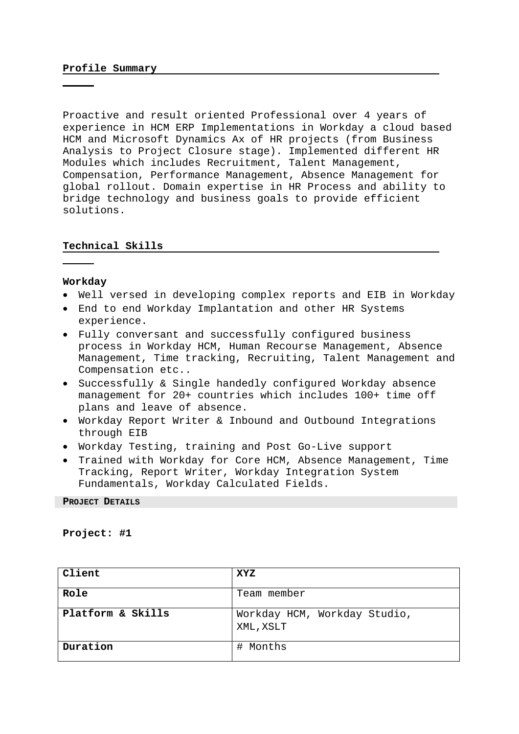## Profile Summary

Proactive and result oriented Professional over 4 years of experience in HCM ERP Implementations in Workday a cloud based HCM and Microsoft Dynamics Ax of HR projects (from Business Analysis to Project Closure stage). Implemented different HR Modules which includes Recruitment, Talent Management, Compensation, Performance Management, Absence Management for global rollout. Domain expertise in HR Process and ability to bridge technology and business goals to provide efficient solutions.

## Technical Skills

**Workday**

- Well versed in developing complex reports and EIB in Workday
- End to end Workday Implantation and other HR Systems experience.
- Fully conversant and successfully configured business process in Workday HCM, Human Recourse Management, Absence Management, Time tracking, Recruiting, Talent Management and Compensation etc..
- Successfully & Single handedly configured Workday absence management for 20+ countries which includes 100+ time off plans and leave of absence.
- Workday Report Writer & Inbound and Outbound Integrations through EIB
- Workday Testing, training and Post Go-Live support
- Trained with Workday for Core HCM, Absence Management, Time Tracking, Report Writer, Workday Integration System Fundamentals, Workday Calculated Fields.

## PROJECT DETAILS

**Project: #1**

| **Client** | **XYZ** |
|---|---|
| **Role** | Team member |
| **Platform & Skills** | Workday HCM, Workday Studio, XML,XSLT |
| **Duration** | # Months |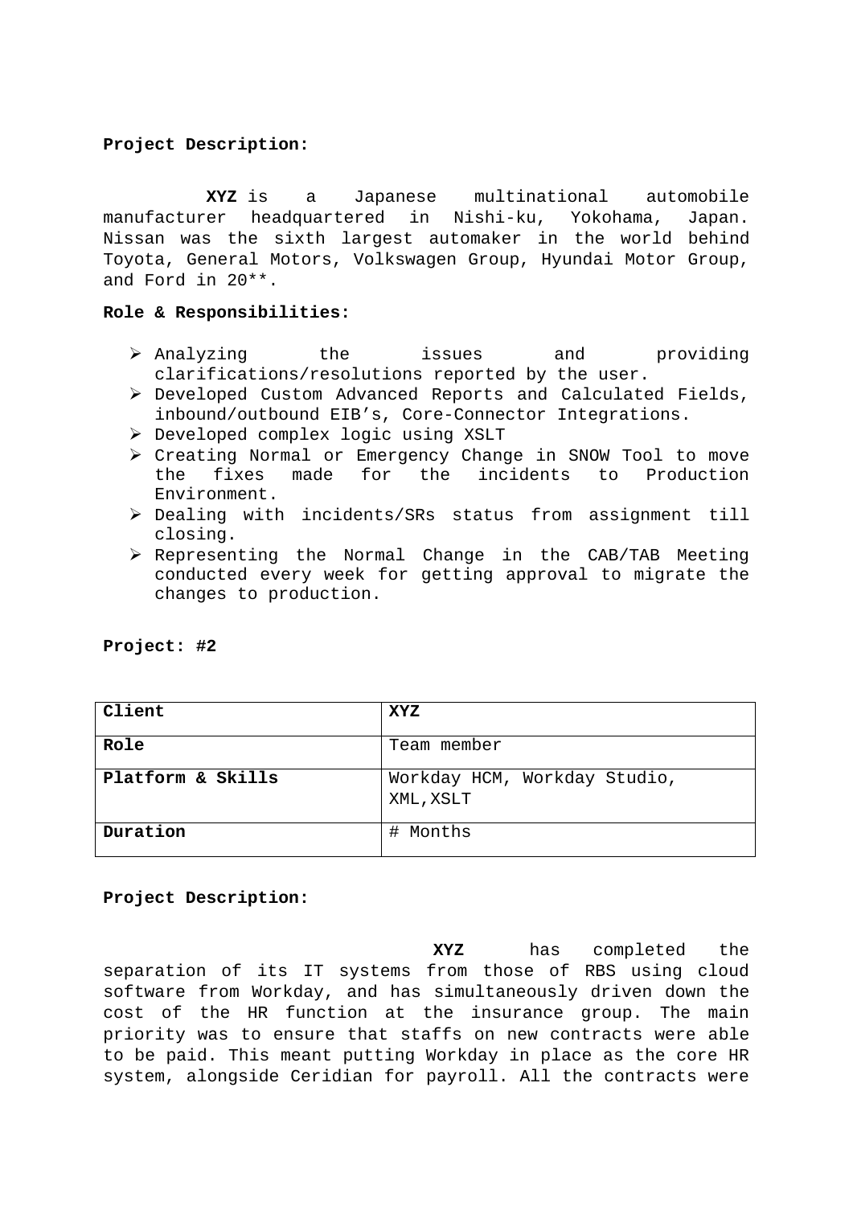**Project Description:**

**XYZ** is a Japanese multinational automobile manufacturer headquartered in Nishi-ku, Yokohama, Japan. Nissan was the sixth largest automaker in the world behind Toyota, General Motors, Volkswagen Group, Hyundai Motor Group, and Ford in 20**.

**Role & Responsibilities:**

- Analyzing the issues and providing clarifications/resolutions reported by the user.
- Developed Custom Advanced Reports and Calculated Fields, inbound/outbound EIB's, Core-Connector Integrations.
- Developed complex logic using XSLT
- Creating Normal or Emergency Change in SNOW Tool to move the fixes made for the incidents to Production Environment.
- Dealing with incidents/SRs status from assignment till closing.
- Representing the Normal Change in the CAB/TAB Meeting conducted every week for getting approval to migrate the changes to production.

**Project: #2**

| **Client** | **XYZ** |
|---|---|
| **Role** | Team member |
| **Platform & Skills** | Workday HCM, Workday Studio, XML,XSLT |
| **Duration** | # Months |

**Project Description:**

**XYZ** has completed the separation of its IT systems from those of RBS using cloud software from Workday, and has simultaneously driven down the cost of the HR function at the insurance group. The main priority was to ensure that staffs on new contracts were able to be paid. This meant putting Workday in place as the core HR system, alongside Ceridian for payroll. All the contracts were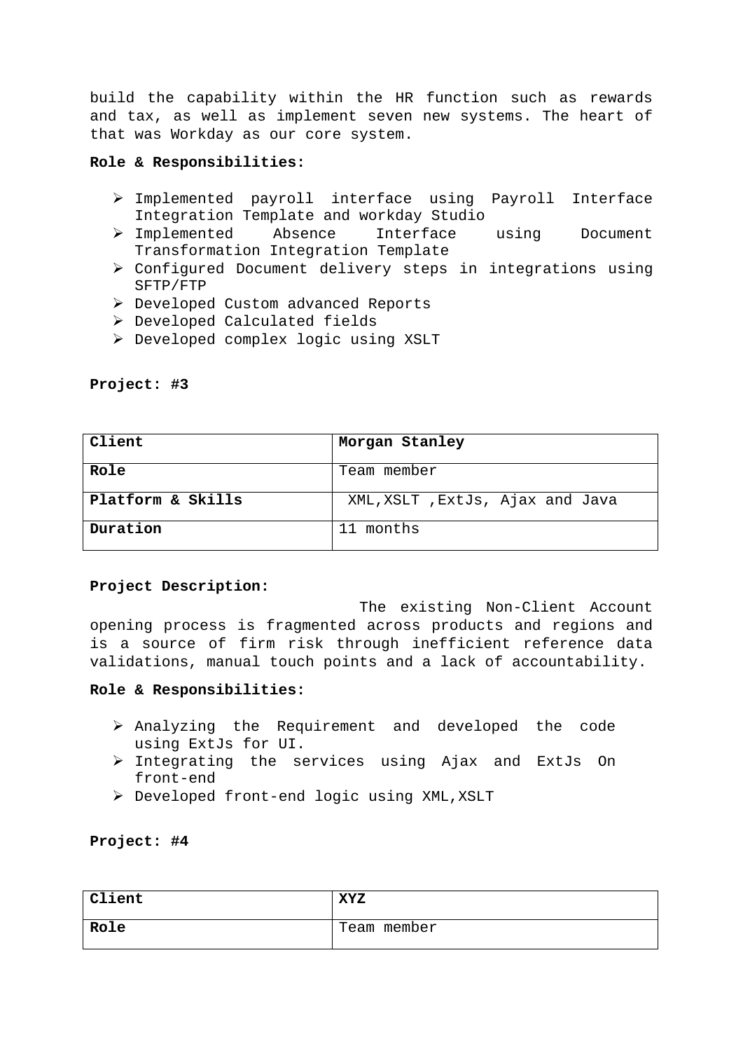build the capability within the HR function such as rewards and tax, as well as implement seven new systems. The heart of that was Workday as our core system.

**Role & Responsibilities:**

- Implemented payroll interface using Payroll Interface Integration Template and workday Studio
- Implemented Absence Interface using Document Transformation Integration Template
- Configured Document delivery steps in integrations using SFTP/FTP
- Developed Custom advanced Reports
- Developed Calculated fields
- Developed complex logic using XSLT

**Project: #3**

| **Client** | **Morgan Stanley** |
|---|---|
| **Role** | Team member |
| **Platform & Skills** | XML,XSLT ,ExtJs, Ajax and Java |
| **Duration** | 11 months |

**Project Description:**

The existing Non-Client Account opening process is fragmented across products and regions and is a source of firm risk through inefficient reference data validations, manual touch points and a lack of accountability.

**Role & Responsibilities:**

- Analyzing the Requirement and developed the code using ExtJs for UI.
- Integrating the services using Ajax and ExtJs On front-end
- Developed front-end logic using XML,XSLT

**Project: #4**

| **Client** | **XYZ** |
|---|---|
| **Role** | Team member |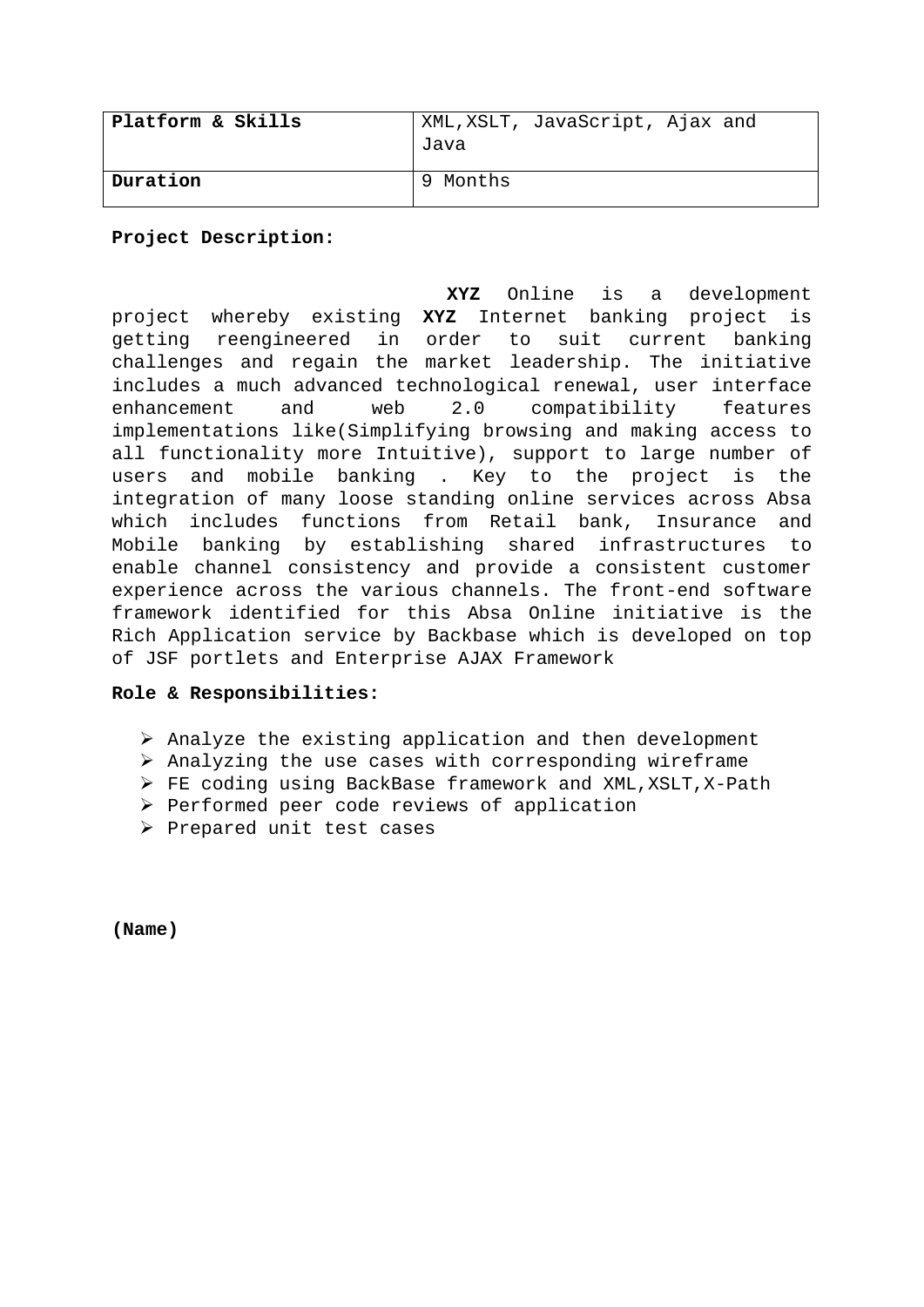| | |
|---|---|
| **Platform & Skills** | XML,XSLT, JavaScript, Ajax and Java |
| **Duration** | 9 Months |

**Project Description:**

**XYZ** Online is a development project whereby existing **XYZ** Internet banking project is getting reengineered in order to suit current banking challenges and regain the market leadership. The initiative includes a much advanced technological renewal, user interface enhancement and web 2.0 compatibility features implementations like(Simplifying browsing and making access to all functionality more Intuitive), support to large number of users and mobile banking . Key to the project is the integration of many loose standing online services across Absa which includes functions from Retail bank, Insurance and Mobile banking by establishing shared infrastructures to enable channel consistency and provide a consistent customer experience across the various channels. The front-end software framework identified for this Absa Online initiative is the Rich Application service by Backbase which is developed on top of JSF portlets and Enterprise AJAX Framework

**Role & Responsibilities:**

- Analyze the existing application and then development
- Analyzing the use cases with corresponding wireframe
- FE coding using BackBase framework and XML,XSLT,X-Path
- Performed peer code reviews of application
- Prepared unit test cases

**(Name)**